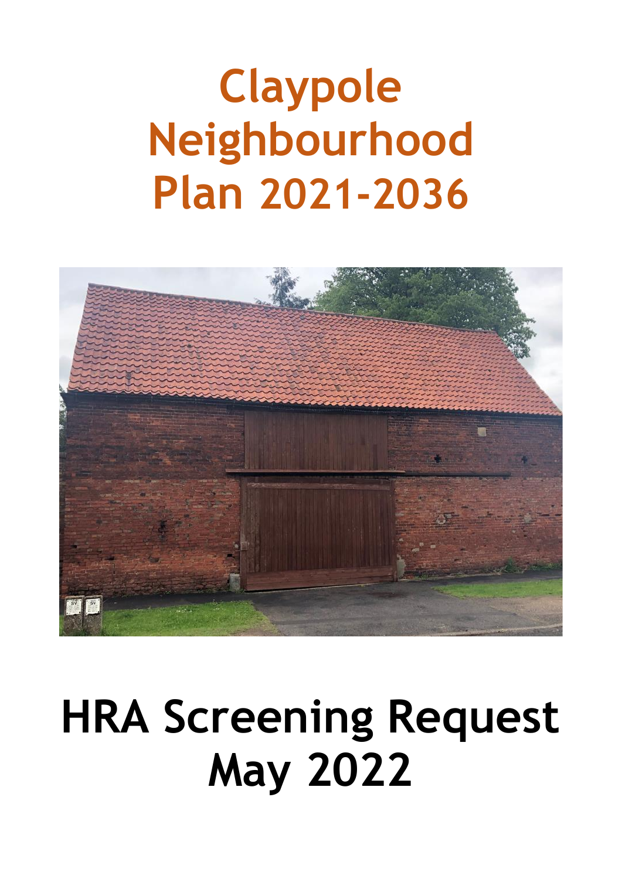# Claypole Neighbourhood Plan 2021-2036

# HRA Screening Request May 2022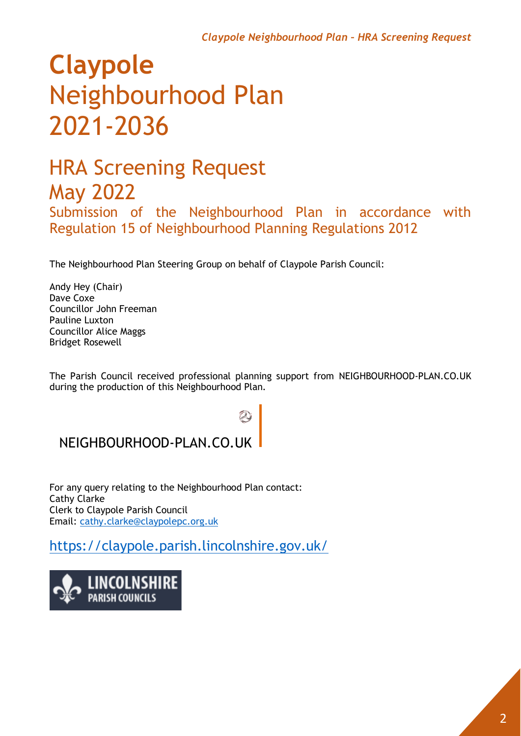# Claypole Neighbourhood Plan 2021-2036

## HRA Screening Request May 2022

Submission of the Neighbourhood Plan in accordance with Regulation 15 of Neighbourhood Planning Regulations 2012

The Neighbourhood Plan Steering Group on behalf of Claypole Parish Council:

Andy Hey (Chair)
Dave Coxe
Councillor John Freeman
Pauline Luxton
Councillor Alice Maggs
Bridget Rosewell

The Parish Council received professional planning support from NEIGHBOURHOOD-PLAN.CO.UK during the production of this Neighbourhood Plan.

NEIGHBOURHOOD-PLAN.CO.UK

For any query relating to the Neighbourhood Plan contact:
Cathy Clarke
Clerk to Claypole Parish Council
Email: cathy.clarke@claypolepc.org.uk

https://claypole.parish.lincolnshire.gov.uk/

LINCOLNSHIRE PARISH COUNCILS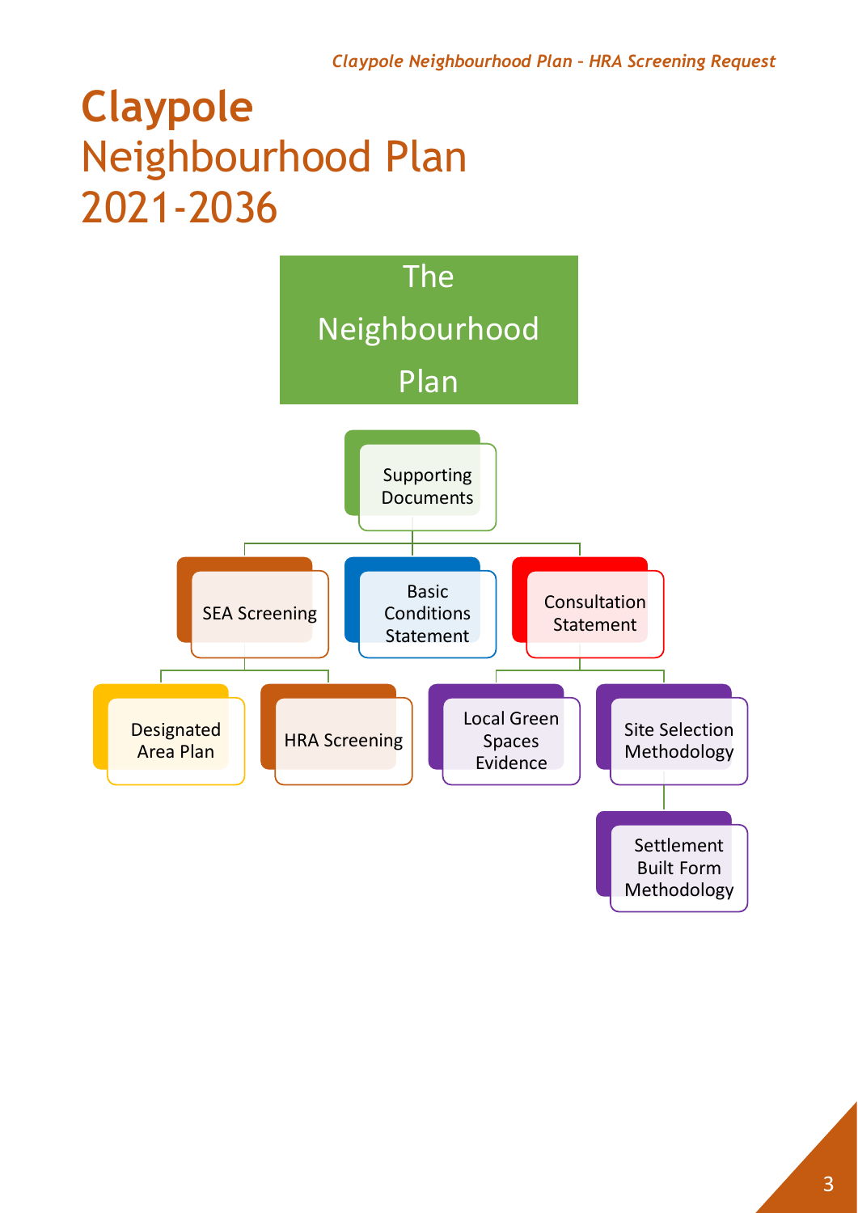# **Claypole** Neighbourhood Plan 2021-2036

The Neighbourhood Plan

- Supporting Documents
  - SEA Screening
    - Designated Area Plan
    - HRA Screening
  - Basic Conditions Statement
  - Consultation Statement
    - Local Green Spaces Evidence
    - Site Selection Methodology
      - Settlement Built Form Methodology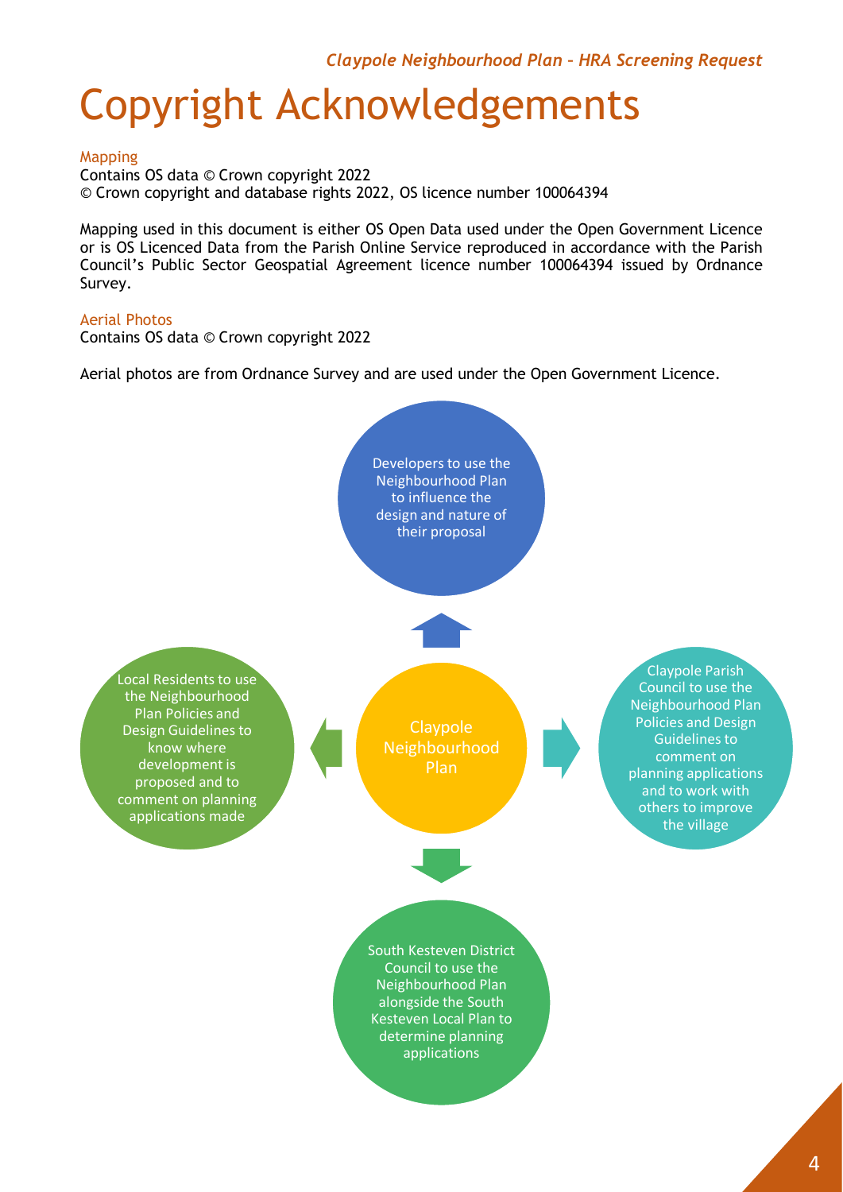# Copyright Acknowledgements

## Mapping

Contains OS data © Crown copyright 2022
© Crown copyright and database rights 2022, OS licence number 100064394

Mapping used in this document is either OS Open Data used under the Open Government Licence or is OS Licenced Data from the Parish Online Service reproduced in accordance with the Parish Council's Public Sector Geospatial Agreement licence number 100064394 issued by Ordnance Survey.

## Aerial Photos

Contains OS data © Crown copyright 2022

Aerial photos are from Ordnance Survey and are used under the Open Government Licence.

Claypole Neighbourhood Plan

Developers to use the Neighbourhood Plan to influence the design and nature of their proposal

Local Residents to use the Neighbourhood Plan Policies and Design Guidelines to know where development is proposed and to comment on planning applications made

Claypole Parish Council to use the Neighbourhood Plan Policies and Design Guidelines to comment on planning applications and to work with others to improve the village

South Kesteven District Council to use the Neighbourhood Plan alongside the South Kesteven Local Plan to determine planning applications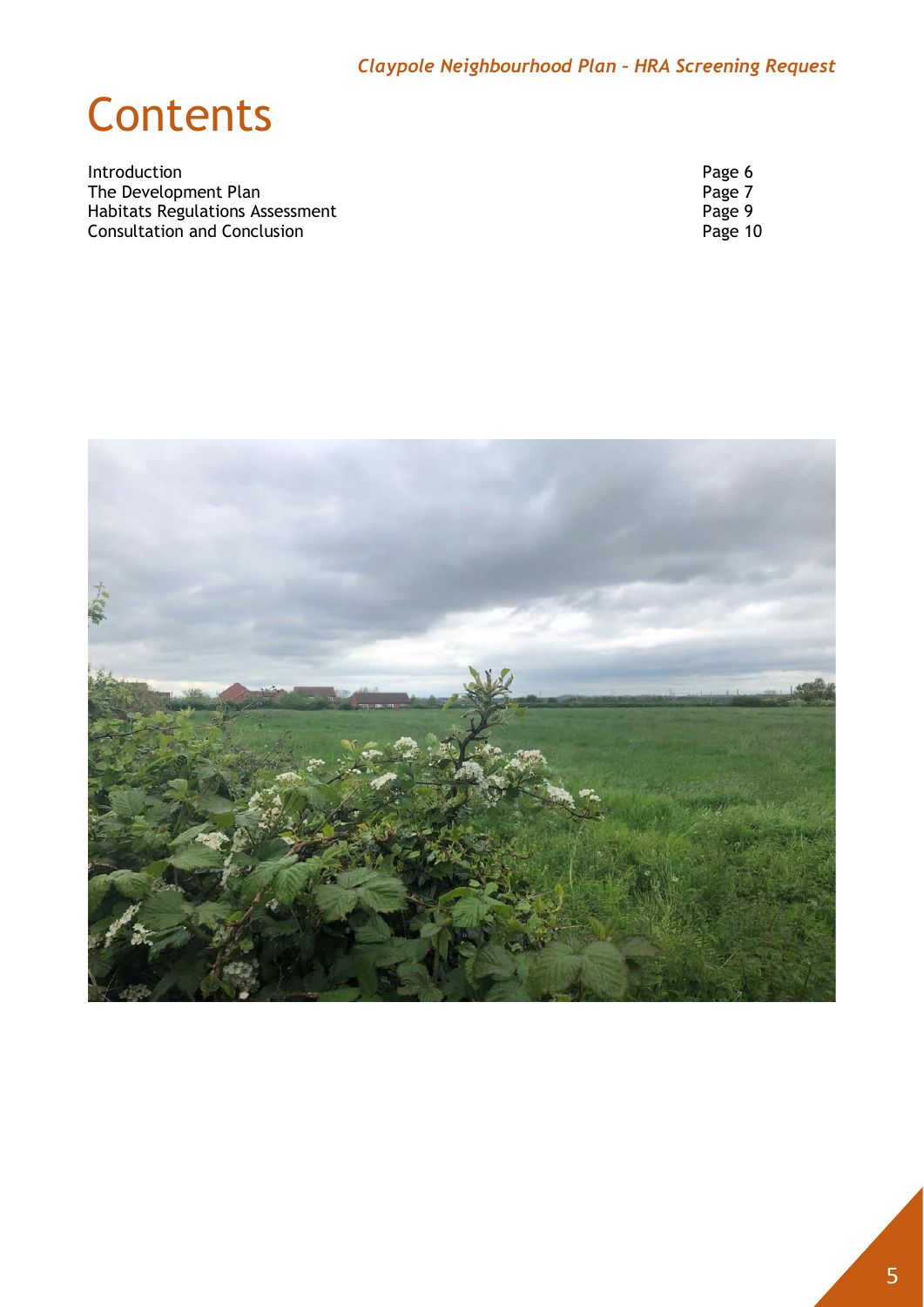# Contents

| | |
|---|---|
| Introduction | Page 6 |
| The Development Plan | Page 7 |
| Habitats Regulations Assessment | Page 9 |
| Consultation and Conclusion | Page 10 |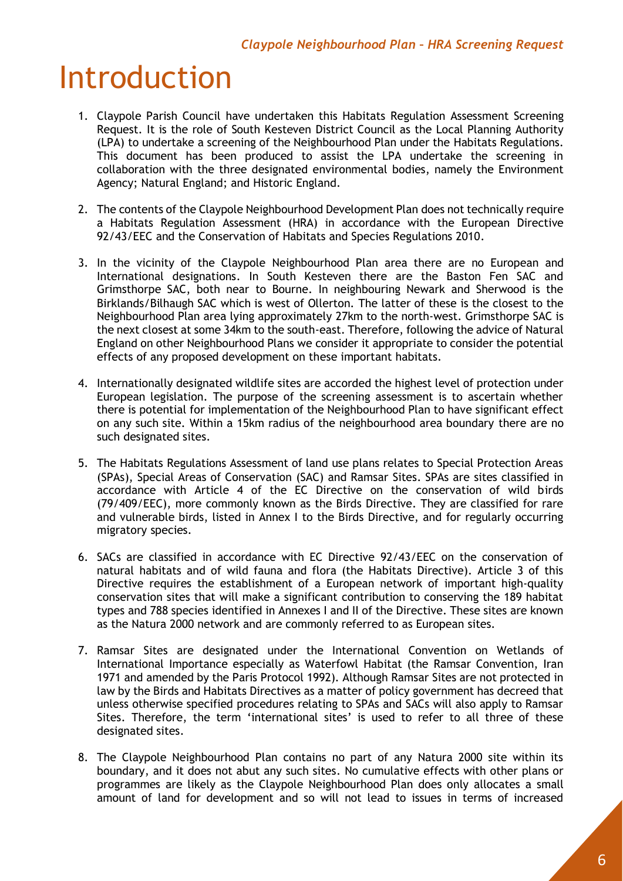# Introduction

1. Claypole Parish Council have undertaken this Habitats Regulation Assessment Screening Request. It is the role of South Kesteven District Council as the Local Planning Authority (LPA) to undertake a screening of the Neighbourhood Plan under the Habitats Regulations. This document has been produced to assist the LPA undertake the screening in collaboration with the three designated environmental bodies, namely the Environment Agency; Natural England; and Historic England.

2. The contents of the Claypole Neighbourhood Development Plan does not technically require a Habitats Regulation Assessment (HRA) in accordance with the European Directive 92/43/EEC and the Conservation of Habitats and Species Regulations 2010.

3. In the vicinity of the Claypole Neighbourhood Plan area there are no European and International designations. In South Kesteven there are the Baston Fen SAC and Grimsthorpe SAC, both near to Bourne. In neighbouring Newark and Sherwood is the Birklands/Bilhaugh SAC which is west of Ollerton. The latter of these is the closest to the Neighbourhood Plan area lying approximately 27km to the north-west. Grimsthorpe SAC is the next closest at some 34km to the south-east. Therefore, following the advice of Natural England on other Neighbourhood Plans we consider it appropriate to consider the potential effects of any proposed development on these important habitats.

4. Internationally designated wildlife sites are accorded the highest level of protection under European legislation. The purpose of the screening assessment is to ascertain whether there is potential for implementation of the Neighbourhood Plan to have significant effect on any such site. Within a 15km radius of the neighbourhood area boundary there are no such designated sites.

5. The Habitats Regulations Assessment of land use plans relates to Special Protection Areas (SPAs), Special Areas of Conservation (SAC) and Ramsar Sites. SPAs are sites classified in accordance with Article 4 of the EC Directive on the conservation of wild birds (79/409/EEC), more commonly known as the Birds Directive. They are classified for rare and vulnerable birds, listed in Annex I to the Birds Directive, and for regularly occurring migratory species.

6. SACs are classified in accordance with EC Directive 92/43/EEC on the conservation of natural habitats and of wild fauna and flora (the Habitats Directive). Article 3 of this Directive requires the establishment of a European network of important high-quality conservation sites that will make a significant contribution to conserving the 189 habitat types and 788 species identified in Annexes I and II of the Directive. These sites are known as the Natura 2000 network and are commonly referred to as European sites.

7. Ramsar Sites are designated under the International Convention on Wetlands of International Importance especially as Waterfowl Habitat (the Ramsar Convention, Iran 1971 and amended by the Paris Protocol 1992). Although Ramsar Sites are not protected in law by the Birds and Habitats Directives as a matter of policy government has decreed that unless otherwise specified procedures relating to SPAs and SACs will also apply to Ramsar Sites. Therefore, the term 'international sites' is used to refer to all three of these designated sites.

8. The Claypole Neighbourhood Plan contains no part of any Natura 2000 site within its boundary, and it does not abut any such sites. No cumulative effects with other plans or programmes are likely as the Claypole Neighbourhood Plan does only allocates a small amount of land for development and so will not lead to issues in terms of increased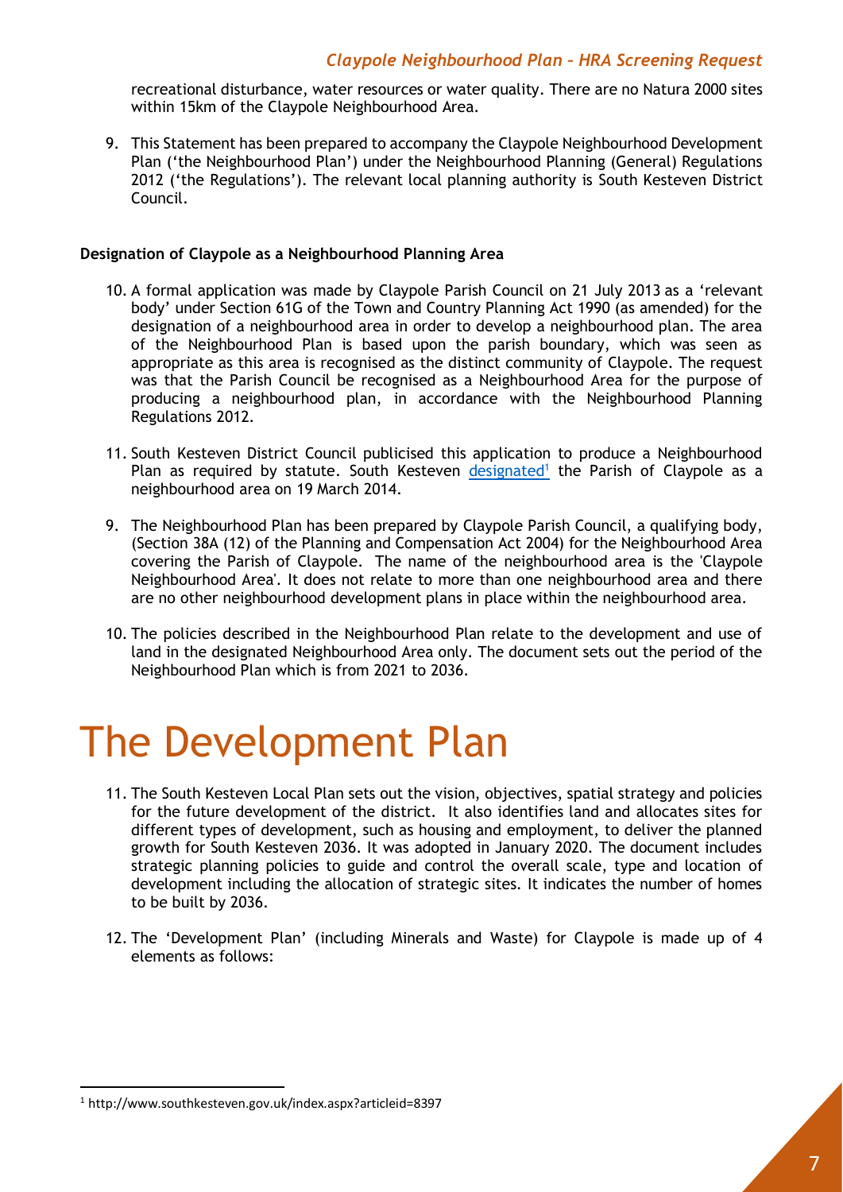recreational disturbance, water resources or water quality. There are no Natura 2000 sites within 15km of the Claypole Neighbourhood Area.

9. This Statement has been prepared to accompany the Claypole Neighbourhood Development Plan ('the Neighbourhood Plan') under the Neighbourhood Planning (General) Regulations 2012 ('the Regulations'). The relevant local planning authority is South Kesteven District Council.

**Designation of Claypole as a Neighbourhood Planning Area**

10. A formal application was made by Claypole Parish Council on 21 July 2013 as a 'relevant body' under Section 61G of the Town and Country Planning Act 1990 (as amended) for the designation of a neighbourhood area in order to develop a neighbourhood plan. The area of the Neighbourhood Plan is based upon the parish boundary, which was seen as appropriate as this area is recognised as the distinct community of Claypole. The request was that the Parish Council be recognised as a Neighbourhood Area for the purpose of producing a neighbourhood plan, in accordance with the Neighbourhood Planning Regulations 2012.

11. South Kesteven District Council publicised this application to produce a Neighbourhood Plan as required by statute. South Kesteven designated[1] the Parish of Claypole as a neighbourhood area on 19 March 2014.

9. The Neighbourhood Plan has been prepared by Claypole Parish Council, a qualifying body, (Section 38A (12) of the Planning and Compensation Act 2004) for the Neighbourhood Area covering the Parish of Claypole. The name of the neighbourhood area is the 'Claypole Neighbourhood Area'. It does not relate to more than one neighbourhood area and there are no other neighbourhood development plans in place within the neighbourhood area.

10. The policies described in the Neighbourhood Plan relate to the development and use of land in the designated Neighbourhood Area only. The document sets out the period of the Neighbourhood Plan which is from 2021 to 2036.

# The Development Plan

11. The South Kesteven Local Plan sets out the vision, objectives, spatial strategy and policies for the future development of the district. It also identifies land and allocates sites for different types of development, such as housing and employment, to deliver the planned growth for South Kesteven 2036. It was adopted in January 2020. The document includes strategic planning policies to guide and control the overall scale, type and location of development including the allocation of strategic sites. It indicates the number of homes to be built by 2036.

12. The 'Development Plan' (including Minerals and Waste) for Claypole is made up of 4 elements as follows:

[1] http://www.southkesteven.gov.uk/index.aspx?articleid=8397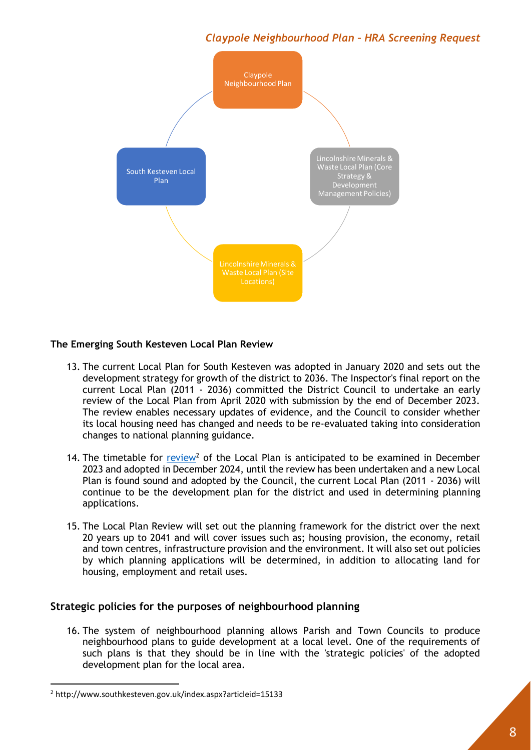Claypole Neighbourhood Plan

Lincolnshire Minerals & Waste Local Plan (Core Strategy & Development Management Policies)

Lincolnshire Minerals & Waste Local Plan (Site Locations)

South Kesteven Local Plan

### The Emerging South Kesteven Local Plan Review

13. The current Local Plan for South Kesteven was adopted in January 2020 and sets out the development strategy for growth of the district to 2036. The Inspector's final report on the current Local Plan (2011 - 2036) committed the District Council to undertake an early review of the Local Plan from April 2020 with submission by the end of December 2023. The review enables necessary updates of evidence, and the Council to consider whether its local housing need has changed and needs to be re-evaluated taking into consideration changes to national planning guidance.

14. The timetable for review[2] of the Local Plan is anticipated to be examined in December 2023 and adopted in December 2024, until the review has been undertaken and a new Local Plan is found sound and adopted by the Council, the current Local Plan (2011 - 2036) will continue to be the development plan for the district and used in determining planning applications.

15. The Local Plan Review will set out the planning framework for the district over the next 20 years up to 2041 and will cover issues such as; housing provision, the economy, retail and town centres, infrastructure provision and the environment. It will also set out policies by which planning applications will be determined, in addition to allocating land for housing, employment and retail uses.

### Strategic policies for the purposes of neighbourhood planning

16. The system of neighbourhood planning allows Parish and Town Councils to produce neighbourhood plans to guide development at a local level. One of the requirements of such plans is that they should be in line with the 'strategic policies' of the adopted development plan for the local area.

---

[2] http://www.southkesteven.gov.uk/index.aspx?articleid=15133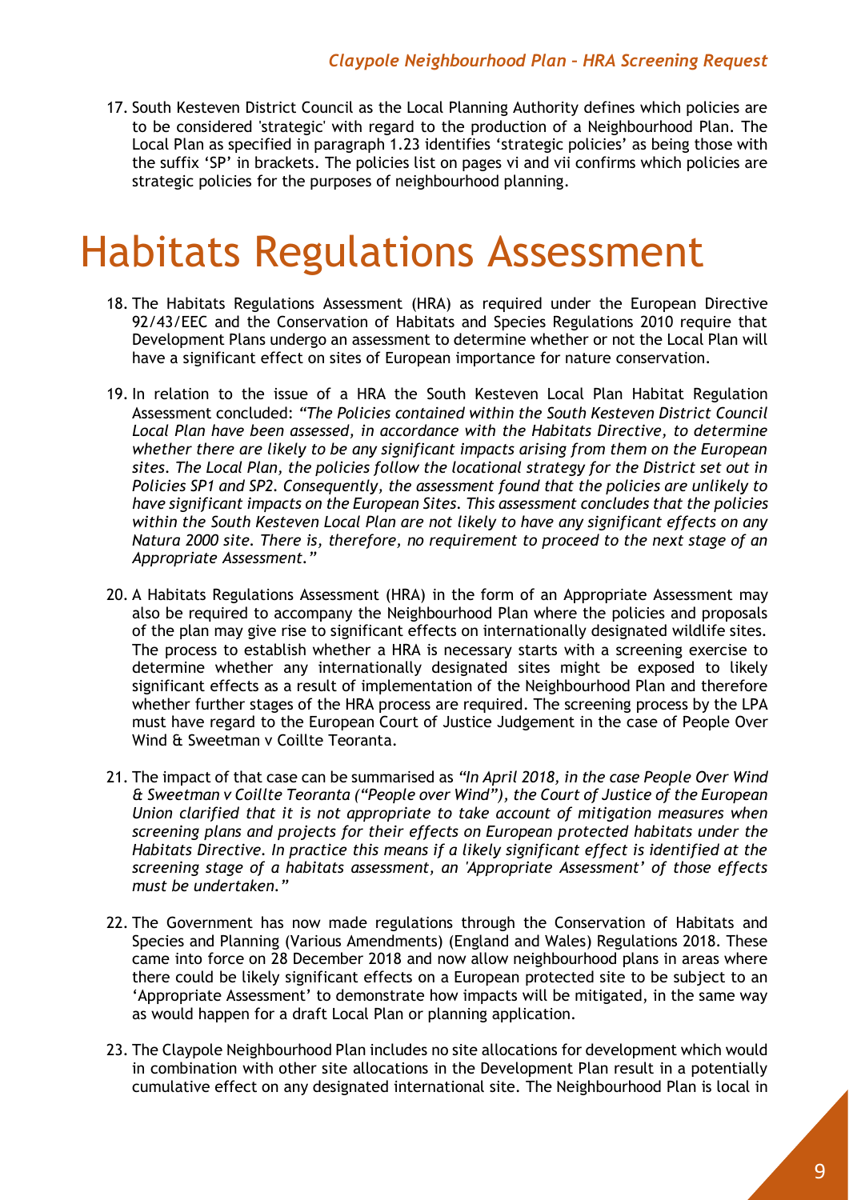17. South Kesteven District Council as the Local Planning Authority defines which policies are to be considered 'strategic' with regard to the production of a Neighbourhood Plan. The Local Plan as specified in paragraph 1.23 identifies 'strategic policies' as being those with the suffix 'SP' in brackets. The policies list on pages vi and vii confirms which policies are strategic policies for the purposes of neighbourhood planning.

# Habitats Regulations Assessment

18. The Habitats Regulations Assessment (HRA) as required under the European Directive 92/43/EEC and the Conservation of Habitats and Species Regulations 2010 require that Development Plans undergo an assessment to determine whether or not the Local Plan will have a significant effect on sites of European importance for nature conservation.

19. In relation to the issue of a HRA the South Kesteven Local Plan Habitat Regulation Assessment concluded: *"The Policies contained within the South Kesteven District Council Local Plan have been assessed, in accordance with the Habitats Directive, to determine whether there are likely to be any significant impacts arising from them on the European sites. The Local Plan, the policies follow the locational strategy for the District set out in Policies SP1 and SP2. Consequently, the assessment found that the policies are unlikely to have significant impacts on the European Sites. This assessment concludes that the policies within the South Kesteven Local Plan are not likely to have any significant effects on any Natura 2000 site. There is, therefore, no requirement to proceed to the next stage of an Appropriate Assessment."*

20. A Habitats Regulations Assessment (HRA) in the form of an Appropriate Assessment may also be required to accompany the Neighbourhood Plan where the policies and proposals of the plan may give rise to significant effects on internationally designated wildlife sites. The process to establish whether a HRA is necessary starts with a screening exercise to determine whether any internationally designated sites might be exposed to likely significant effects as a result of implementation of the Neighbourhood Plan and therefore whether further stages of the HRA process are required. The screening process by the LPA must have regard to the European Court of Justice Judgement in the case of People Over Wind & Sweetman v Coillte Teoranta.

21. The impact of that case can be summarised as *"In April 2018, in the case People Over Wind & Sweetman v Coillte Teoranta ("People over Wind"), the Court of Justice of the European Union clarified that it is not appropriate to take account of mitigation measures when screening plans and projects for their effects on European protected habitats under the Habitats Directive. In practice this means if a likely significant effect is identified at the screening stage of a habitats assessment, an 'Appropriate Assessment' of those effects must be undertaken."*

22. The Government has now made regulations through the Conservation of Habitats and Species and Planning (Various Amendments) (England and Wales) Regulations 2018. These came into force on 28 December 2018 and now allow neighbourhood plans in areas where there could be likely significant effects on a European protected site to be subject to an 'Appropriate Assessment' to demonstrate how impacts will be mitigated, in the same way as would happen for a draft Local Plan or planning application.

23. The Claypole Neighbourhood Plan includes no site allocations for development which would in combination with other site allocations in the Development Plan result in a potentially cumulative effect on any designated international site. The Neighbourhood Plan is local in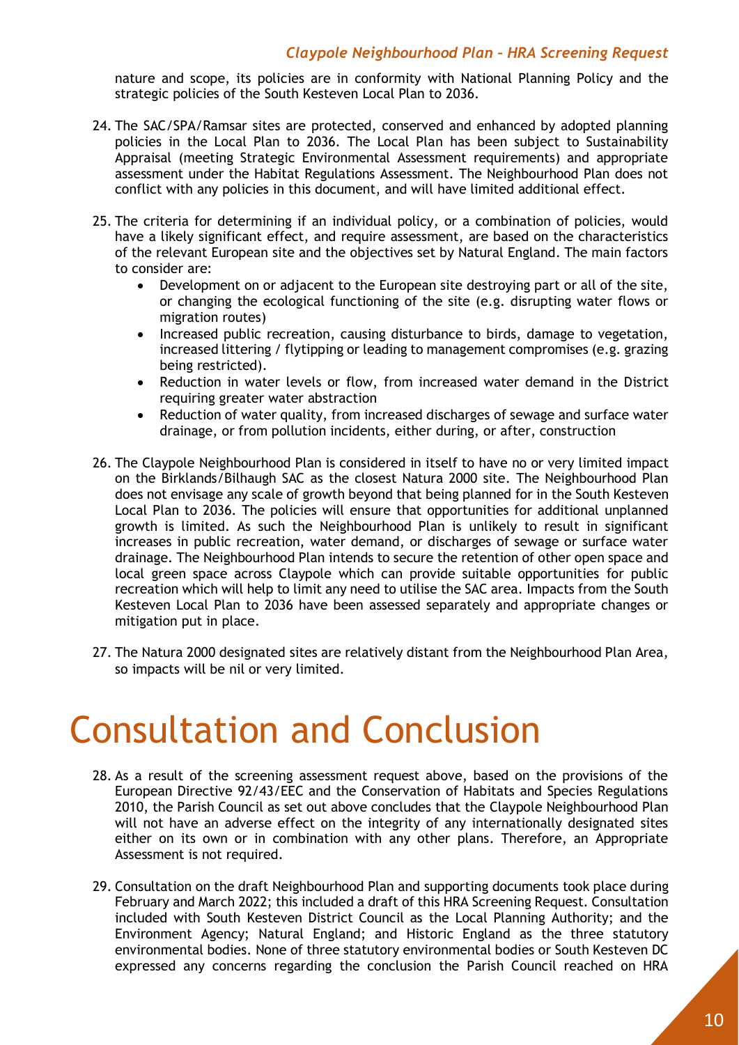nature and scope, its policies are in conformity with National Planning Policy and the strategic policies of the South Kesteven Local Plan to 2036.

24. The SAC/SPA/Ramsar sites are protected, conserved and enhanced by adopted planning policies in the Local Plan to 2036. The Local Plan has been subject to Sustainability Appraisal (meeting Strategic Environmental Assessment requirements) and appropriate assessment under the Habitat Regulations Assessment. The Neighbourhood Plan does not conflict with any policies in this document, and will have limited additional effect.

25. The criteria for determining if an individual policy, or a combination of policies, would have a likely significant effect, and require assessment, are based on the characteristics of the relevant European site and the objectives set by Natural England. The main factors to consider are:
    - Development on or adjacent to the European site destroying part or all of the site, or changing the ecological functioning of the site (e.g. disrupting water flows or migration routes)
    - Increased public recreation, causing disturbance to birds, damage to vegetation, increased littering / flytipping or leading to management compromises (e.g. grazing being restricted).
    - Reduction in water levels or flow, from increased water demand in the District requiring greater water abstraction
    - Reduction of water quality, from increased discharges of sewage and surface water drainage, or from pollution incidents, either during, or after, construction

26. The Claypole Neighbourhood Plan is considered in itself to have no or very limited impact on the Birklands/Bilhaugh SAC as the closest Natura 2000 site. The Neighbourhood Plan does not envisage any scale of growth beyond that being planned for in the South Kesteven Local Plan to 2036. The policies will ensure that opportunities for additional unplanned growth is limited. As such the Neighbourhood Plan is unlikely to result in significant increases in public recreation, water demand, or discharges of sewage or surface water drainage. The Neighbourhood Plan intends to secure the retention of other open space and local green space across Claypole which can provide suitable opportunities for public recreation which will help to limit any need to utilise the SAC area. Impacts from the South Kesteven Local Plan to 2036 have been assessed separately and appropriate changes or mitigation put in place.

27. The Natura 2000 designated sites are relatively distant from the Neighbourhood Plan Area, so impacts will be nil or very limited.

# Consultation and Conclusion

28. As a result of the screening assessment request above, based on the provisions of the European Directive 92/43/EEC and the Conservation of Habitats and Species Regulations 2010, the Parish Council as set out above concludes that the Claypole Neighbourhood Plan will not have an adverse effect on the integrity of any internationally designated sites either on its own or in combination with any other plans. Therefore, an Appropriate Assessment is not required.

29. Consultation on the draft Neighbourhood Plan and supporting documents took place during February and March 2022; this included a draft of this HRA Screening Request. Consultation included with South Kesteven District Council as the Local Planning Authority; and the Environment Agency; Natural England; and Historic England as the three statutory environmental bodies. None of three statutory environmental bodies or South Kesteven DC expressed any concerns regarding the conclusion the Parish Council reached on HRA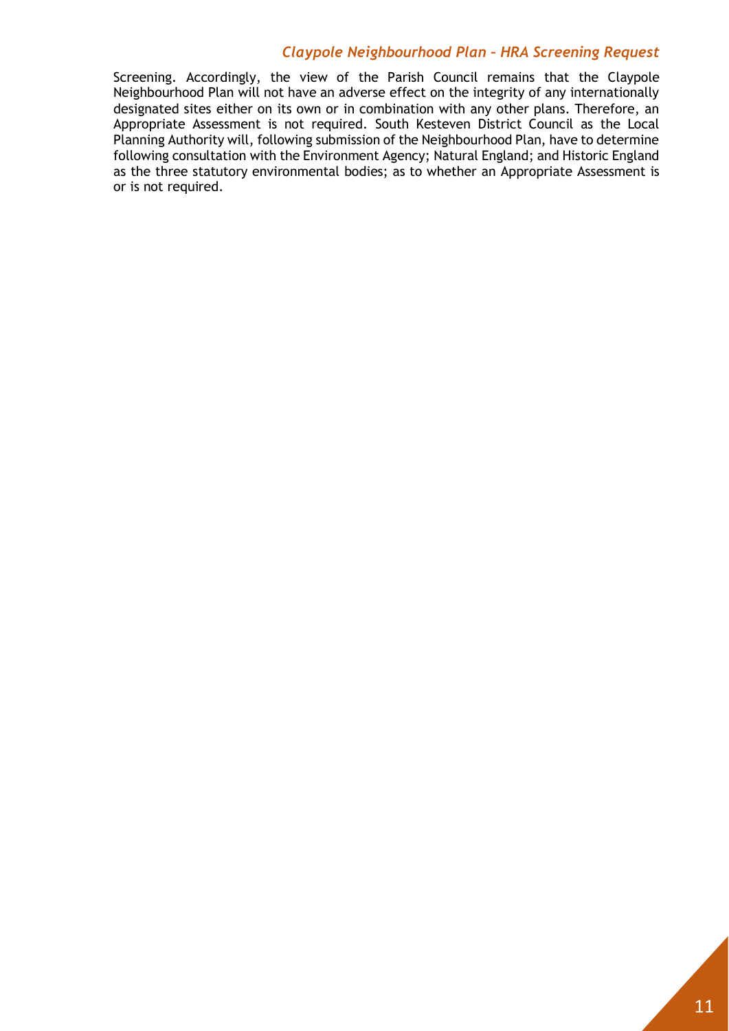Screening. Accordingly, the view of the Parish Council remains that the Claypole Neighbourhood Plan will not have an adverse effect on the integrity of any internationally designated sites either on its own or in combination with any other plans. Therefore, an Appropriate Assessment is not required. South Kesteven District Council as the Local Planning Authority will, following submission of the Neighbourhood Plan, have to determine following consultation with the Environment Agency; Natural England; and Historic England as the three statutory environmental bodies; as to whether an Appropriate Assessment is or is not required.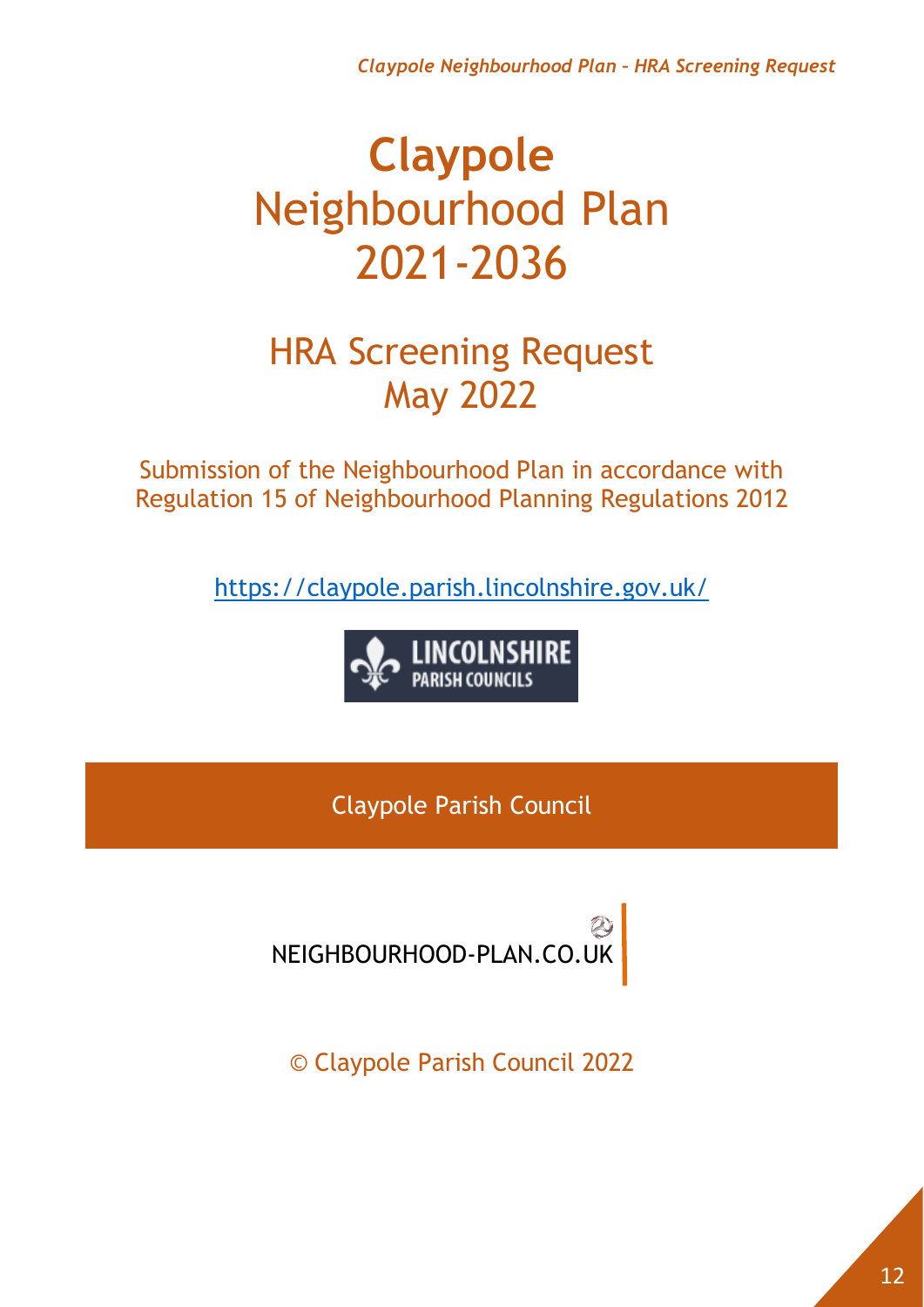# Claypole Neighbourhood Plan 2021-2036

## HRA Screening Request May 2022

Submission of the Neighbourhood Plan in accordance with Regulation 15 of Neighbourhood Planning Regulations 2012

https://claypole.parish.lincolnshire.gov.uk/

LINCOLNSHIRE PARISH COUNCILS

Claypole Parish Council

NEIGHBOURHOOD-PLAN.CO.UK

© Claypole Parish Council 2022